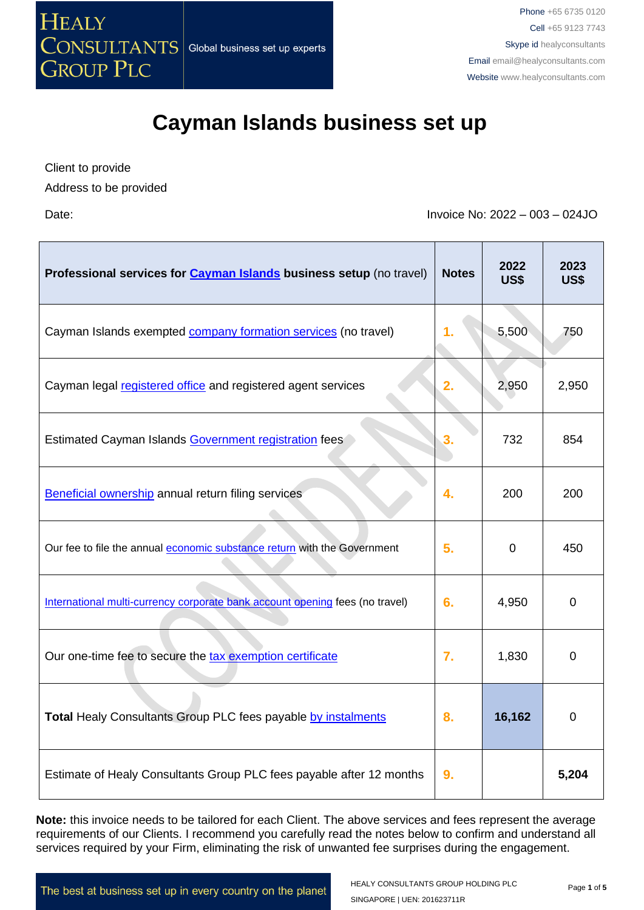# Cayman Islands business set up

Client to provide

Address to be provided

Date: Invoice No: 2022 – 003 – 024JO

| **Professional services for Cayman Islands business setup** (no travel) | **Notes** | **2022 US$** | **2023 US$** |
|---|---|---|---|
| Cayman Islands exempted company formation services (no travel) | 1. | 5,500 | 750 |
| Cayman legal registered office and registered agent services | 2. | 2,950 | 2,950 |
| Estimated Cayman Islands Government registration fees | 3. | 732 | 854 |
| Beneficial ownership annual return filing services | 4. | 200 | 200 |
| Our fee to file the annual economic substance return with the Government | 5. | 0 | 450 |
| International multi-currency corporate bank account opening fees (no travel) | 6. | 4,950 | 0 |
| Our one-time fee to secure the tax exemption certificate | 7. | 1,830 | 0 |
| **Total** Healy Consultants Group PLC fees payable by instalments | 8. | **16,162** | 0 |
| Estimate of Healy Consultants Group PLC fees payable after 12 months | 9. | | **5,204** |

**Note:** this invoice needs to be tailored for each Client. The above services and fees represent the average requirements of our Clients. I recommend you carefully read the notes below to confirm and understand all services required by your Firm, eliminating the risk of unwanted fee surprises during the engagement.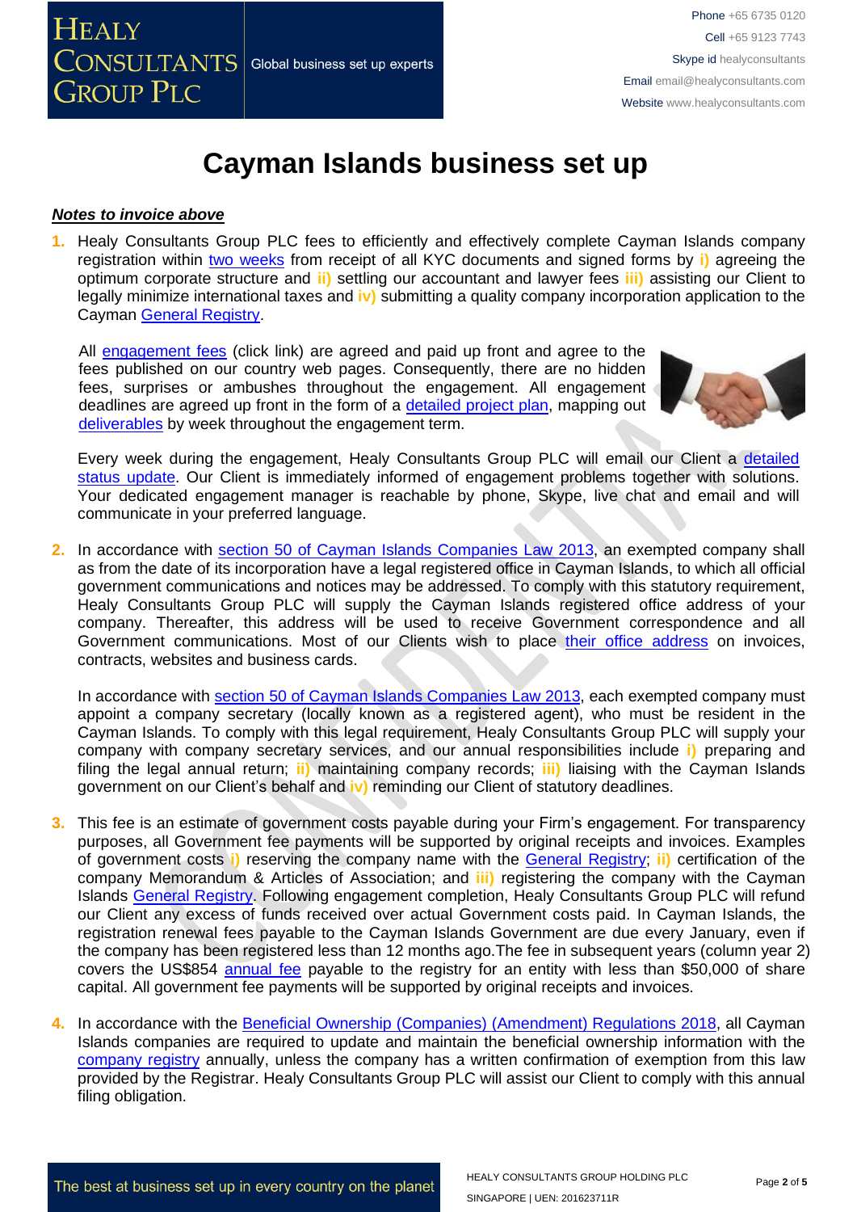# Cayman Islands business set up

***Notes to invoice above***

1. Healy Consultants Group PLC fees to efficiently and effectively complete Cayman Islands company registration within two weeks from receipt of all KYC documents and signed forms by **i)** agreeing the optimum corporate structure and **ii)** settling our accountant and lawyer fees **iii)** assisting our Client to legally minimize international taxes and **iv)** submitting a quality company incorporation application to the Cayman General Registry.

   All engagement fees (click link) are agreed and paid up front and agree to the fees published on our country web pages. Consequently, there are no hidden fees, surprises or ambushes throughout the engagement. All engagement deadlines are agreed up front in the form of a detailed project plan, mapping out deliverables by week throughout the engagement term.

   Every week during the engagement, Healy Consultants Group PLC will email our Client a detailed status update. Our Client is immediately informed of engagement problems together with solutions. Your dedicated engagement manager is reachable by phone, Skype, live chat and email and will communicate in your preferred language.

2. In accordance with section 50 of Cayman Islands Companies Law 2013, an exempted company shall as from the date of its incorporation have a legal registered office in Cayman Islands, to which all official government communications and notices may be addressed. To comply with this statutory requirement, Healy Consultants Group PLC will supply the Cayman Islands registered office address of your company. Thereafter, this address will be used to receive Government correspondence and all Government communications. Most of our Clients wish to place their office address on invoices, contracts, websites and business cards.

   In accordance with section 50 of Cayman Islands Companies Law 2013, each exempted company must appoint a company secretary (locally known as a registered agent), who must be resident in the Cayman Islands. To comply with this legal requirement, Healy Consultants Group PLC will supply your company with company secretary services, and our annual responsibilities include **i)** preparing and filing the legal annual return; **ii)** maintaining company records; **iii)** liaising with the Cayman Islands government on our Client's behalf and **iv)** reminding our Client of statutory deadlines.

3. This fee is an estimate of government costs payable during your Firm's engagement. For transparency purposes, all Government fee payments will be supported by original receipts and invoices. Examples of government costs **i)** reserving the company name with the General Registry; **ii)** certification of the company Memorandum & Articles of Association; and **iii)** registering the company with the Cayman Islands General Registry. Following engagement completion, Healy Consultants Group PLC will refund our Client any excess of funds received over actual Government costs paid. In Cayman Islands, the registration renewal fees payable to the Cayman Islands Government are due every January, even if the company has been registered less than 12 months ago.The fee in subsequent years (column year 2) covers the US$854 annual fee payable to the registry for an entity with less than $50,000 of share capital. All government fee payments will be supported by original receipts and invoices.

4. In accordance with the Beneficial Ownership (Companies) (Amendment) Regulations 2018, all Cayman Islands companies are required to update and maintain the beneficial ownership information with the company registry annually, unless the company has a written confirmation of exemption from this law provided by the Registrar. Healy Consultants Group PLC will assist our Client to comply with this annual filing obligation.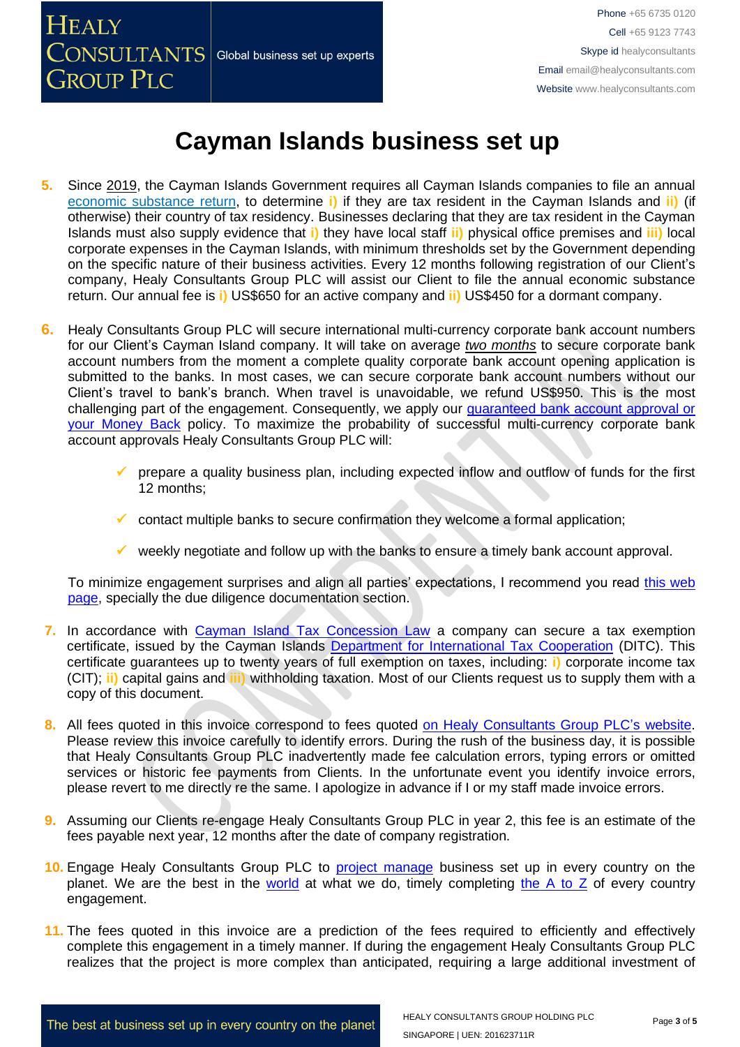# Cayman Islands business set up

5. Since 2019, the Cayman Islands Government requires all Cayman Islands companies to file an annual economic substance return, to determine i) if they are tax resident in the Cayman Islands and ii) (if otherwise) their country of tax residency. Businesses declaring that they are tax resident in the Cayman Islands must also supply evidence that i) they have local staff ii) physical office premises and iii) local corporate expenses in the Cayman Islands, with minimum thresholds set by the Government depending on the specific nature of their business activities. Every 12 months following registration of our Client's company, Healy Consultants Group PLC will assist our Client to file the annual economic substance return. Our annual fee is i) US$650 for an active company and ii) US$450 for a dormant company.

6. Healy Consultants Group PLC will secure international multi-currency corporate bank account numbers for our Client's Cayman Island company. It will take on average *two months* to secure corporate bank account numbers from the moment a complete quality corporate bank account opening application is submitted to the banks. In most cases, we can secure corporate bank account numbers without our Client's travel to bank's branch. When travel is unavoidable, we refund US$950. This is the most challenging part of the engagement. Consequently, we apply our guaranteed bank account approval or your Money Back policy. To maximize the probability of successful multi-currency corporate bank account approvals Healy Consultants Group PLC will:

   - prepare a quality business plan, including expected inflow and outflow of funds for the first 12 months;
   - contact multiple banks to secure confirmation they welcome a formal application;
   - weekly negotiate and follow up with the banks to ensure a timely bank account approval.

   To minimize engagement surprises and align all parties' expectations, I recommend you read this web page, specially the due diligence documentation section.

7. In accordance with Cayman Island Tax Concession Law a company can secure a tax exemption certificate, issued by the Cayman Islands Department for International Tax Cooperation (DITC). This certificate guarantees up to twenty years of full exemption on taxes, including: i) corporate income tax (CIT); ii) capital gains and iii) withholding taxation. Most of our Clients request us to supply them with a copy of this document.

8. All fees quoted in this invoice correspond to fees quoted on Healy Consultants Group PLC's website. Please review this invoice carefully to identify errors. During the rush of the business day, it is possible that Healy Consultants Group PLC inadvertently made fee calculation errors, typing errors or omitted services or historic fee payments from Clients. In the unfortunate event you identify invoice errors, please revert to me directly re the same. I apologize in advance if I or my staff made invoice errors.

9. Assuming our Clients re-engage Healy Consultants Group PLC in year 2, this fee is an estimate of the fees payable next year, 12 months after the date of company registration.

10. Engage Healy Consultants Group PLC to project manage business set up in every country on the planet. We are the best in the world at what we do, timely completing the A to Z of every country engagement.

11. The fees quoted in this invoice are a prediction of the fees required to efficiently and effectively complete this engagement in a timely manner. If during the engagement Healy Consultants Group PLC realizes that the project is more complex than anticipated, requiring a large additional investment of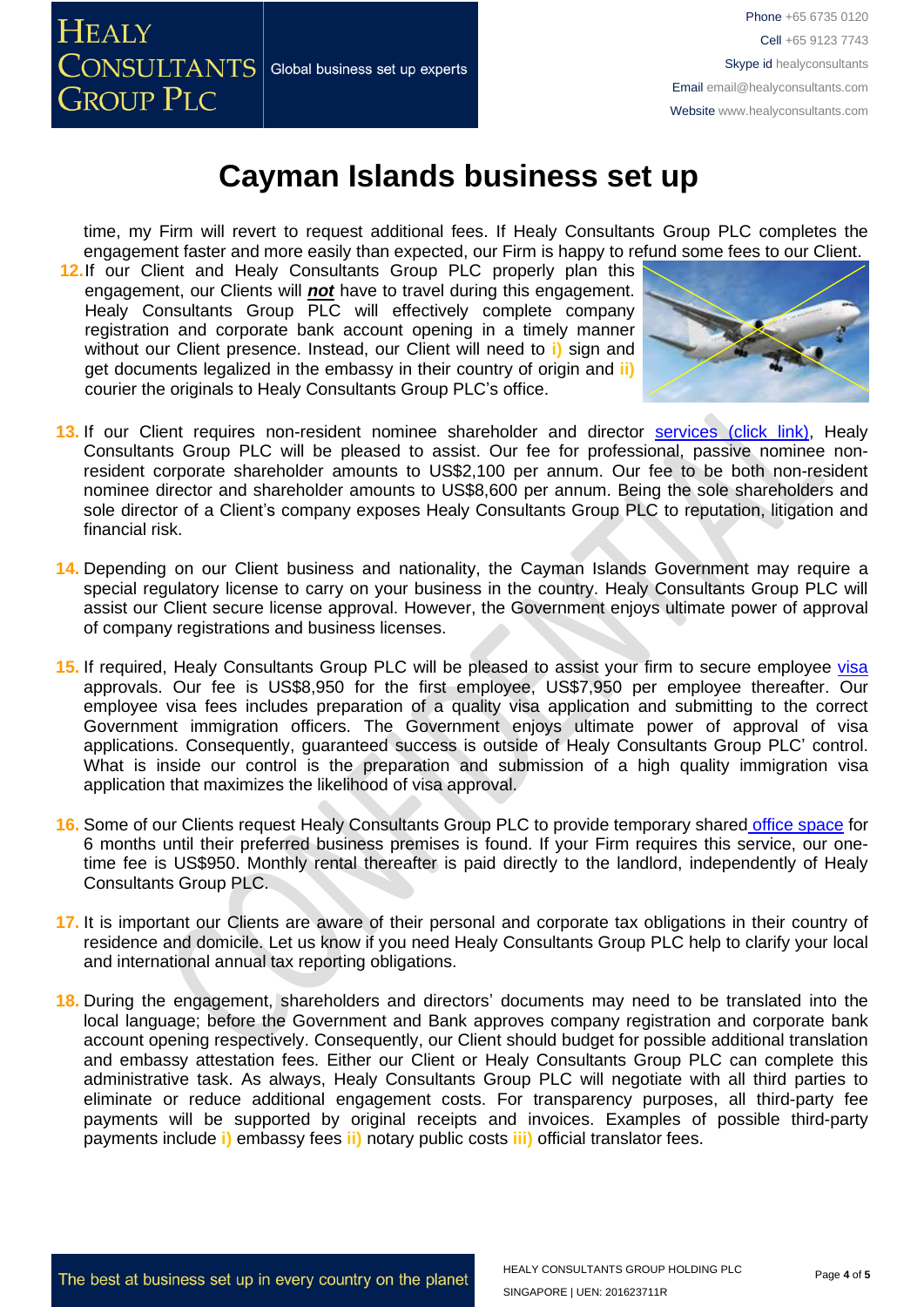# Cayman Islands business set up

time, my Firm will revert to request additional fees. If Healy Consultants Group PLC completes the engagement faster and more easily than expected, our Firm is happy to refund some fees to our Client.

12. If our Client and Healy Consultants Group PLC properly plan this engagement, our Clients will ***not*** have to travel during this engagement. Healy Consultants Group PLC will effectively complete company registration and corporate bank account opening in a timely manner without our Client presence. Instead, our Client will need to **i)** sign and get documents legalized in the embassy in their country of origin and **ii)** courier the originals to Healy Consultants Group PLC's office.

13. If our Client requires non-resident nominee shareholder and director services (click link), Healy Consultants Group PLC will be pleased to assist. Our fee for professional, passive nominee non-resident corporate shareholder amounts to US$2,100 per annum. Our fee to be both non-resident nominee director and shareholder amounts to US$8,600 per annum. Being the sole shareholders and sole director of a Client's company exposes Healy Consultants Group PLC to reputation, litigation and financial risk.

14. Depending on our Client business and nationality, the Cayman Islands Government may require a special regulatory license to carry on your business in the country. Healy Consultants Group PLC will assist our Client secure license approval. However, the Government enjoys ultimate power of approval of company registrations and business licenses.

15. If required, Healy Consultants Group PLC will be pleased to assist your firm to secure employee visa approvals. Our fee is US$8,950 for the first employee, US$7,950 per employee thereafter. Our employee visa fees includes preparation of a quality visa application and submitting to the correct Government immigration officers. The Government enjoys ultimate power of approval of visa applications. Consequently, guaranteed success is outside of Healy Consultants Group PLC' control. What is inside our control is the preparation and submission of a high quality immigration visa application that maximizes the likelihood of visa approval.

16. Some of our Clients request Healy Consultants Group PLC to provide temporary shared office space for 6 months until their preferred business premises is found. If your Firm requires this service, our one-time fee is US$950. Monthly rental thereafter is paid directly to the landlord, independently of Healy Consultants Group PLC.

17. It is important our Clients are aware of their personal and corporate tax obligations in their country of residence and domicile. Let us know if you need Healy Consultants Group PLC help to clarify your local and international annual tax reporting obligations.

18. During the engagement, shareholders and directors' documents may need to be translated into the local language; before the Government and Bank approves company registration and corporate bank account opening respectively. Consequently, our Client should budget for possible additional translation and embassy attestation fees. Either our Client or Healy Consultants Group PLC can complete this administrative task. As always, Healy Consultants Group PLC will negotiate with all third parties to eliminate or reduce additional engagement costs. For transparency purposes, all third-party fee payments will be supported by original receipts and invoices. Examples of possible third-party payments include **i)** embassy fees **ii)** notary public costs **iii)** official translator fees.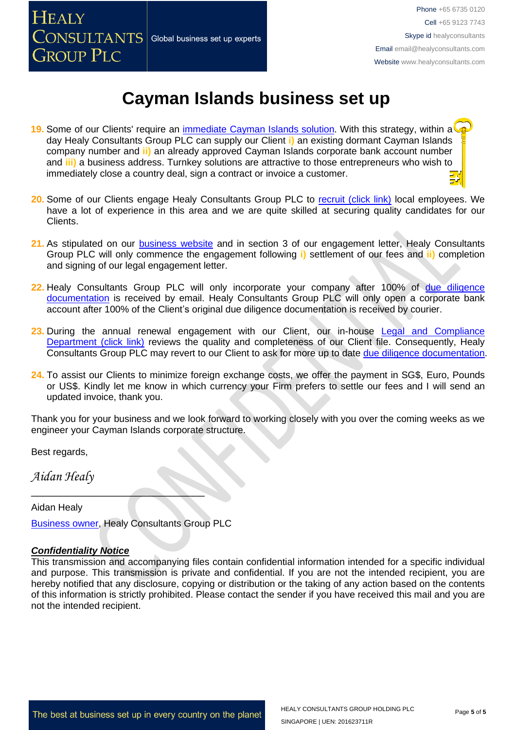# Cayman Islands business set up

19. Some of our Clients' require an immediate Cayman Islands solution. With this strategy, within a day Healy Consultants Group PLC can supply our Client i) an existing dormant Cayman Islands company number and ii) an already approved Cayman Islands corporate bank account number and iii) a business address. Turnkey solutions are attractive to those entrepreneurs who wish to immediately close a country deal, sign a contract or invoice a customer.

20. Some of our Clients engage Healy Consultants Group PLC to recruit (click link) local employees. We have a lot of experience in this area and we are quite skilled at securing quality candidates for our Clients.

21. As stipulated on our business website and in section 3 of our engagement letter, Healy Consultants Group PLC will only commence the engagement following i) settlement of our fees and ii) completion and signing of our legal engagement letter.

22. Healy Consultants Group PLC will only incorporate your company after 100% of due diligence documentation is received by email. Healy Consultants Group PLC will only open a corporate bank account after 100% of the Client's original due diligence documentation is received by courier.

23. During the annual renewal engagement with our Client, our in-house Legal and Compliance Department (click link) reviews the quality and completeness of our Client file. Consequently, Healy Consultants Group PLC may revert to our Client to ask for more up to date due diligence documentation.

24. To assist our Clients to minimize foreign exchange costs, we offer the payment in SG$, Euro, Pounds or US$. Kindly let me know in which currency your Firm prefers to settle our fees and I will send an updated invoice, thank you.

Thank you for your business and we look forward to working closely with you over the coming weeks as we engineer your Cayman Islands corporate structure.

Best regards,

*Aidan Healy*

Aidan Healy

Business owner, Healy Consultants Group PLC

***Confidentiality Notice***

This transmission and accompanying files contain confidential information intended for a specific individual and purpose. This transmission is private and confidential. If you are not the intended recipient, you are hereby notified that any disclosure, copying or distribution or the taking of any action based on the contents of this information is strictly prohibited. Please contact the sender if you have received this mail and you are not the intended recipient.